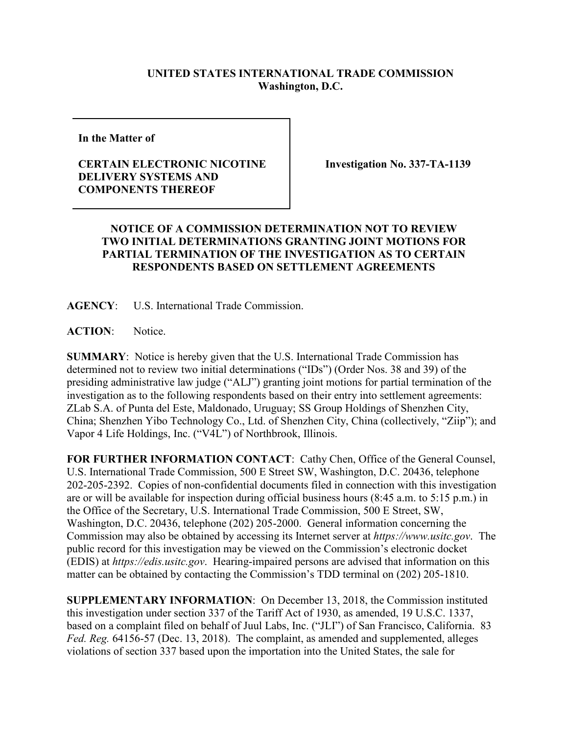**UNITED STATES INTERNATIONAL TRADE COMMISSION**
**Washington, D.C.**

| | |
|---|---|
| **In the Matter of**<br><br>**CERTAIN ELECTRONIC NICOTINE DELIVERY SYSTEMS AND COMPONENTS THEREOF** | **Investigation No. 337-TA-1139** |

## NOTICE OF A COMMISSION DETERMINATION NOT TO REVIEW TWO INITIAL DETERMINATIONS GRANTING JOINT MOTIONS FOR PARTIAL TERMINATION OF THE INVESTIGATION AS TO CERTAIN RESPONDENTS BASED ON SETTLEMENT AGREEMENTS

**AGENCY**: U.S. International Trade Commission.

**ACTION**: Notice.

**SUMMARY**: Notice is hereby given that the U.S. International Trade Commission has determined not to review two initial determinations ("IDs") (Order Nos. 38 and 39) of the presiding administrative law judge ("ALJ") granting joint motions for partial termination of the investigation as to the following respondents based on their entry into settlement agreements: ZLab S.A. of Punta del Este, Maldonado, Uruguay; SS Group Holdings of Shenzhen City, China; Shenzhen Yibo Technology Co., Ltd. of Shenzhen City, China (collectively, "Ziip"); and Vapor 4 Life Holdings, Inc. ("V4L") of Northbrook, Illinois.

**FOR FURTHER INFORMATION CONTACT**: Cathy Chen, Office of the General Counsel, U.S. International Trade Commission, 500 E Street SW, Washington, D.C. 20436, telephone 202-205-2392. Copies of non-confidential documents filed in connection with this investigation are or will be available for inspection during official business hours (8:45 a.m. to 5:15 p.m.) in the Office of the Secretary, U.S. International Trade Commission, 500 E Street, SW, Washington, D.C. 20436, telephone (202) 205-2000. General information concerning the Commission may also be obtained by accessing its Internet server at *https://www.usitc.gov*. The public record for this investigation may be viewed on the Commission's electronic docket (EDIS) at *https://edis.usitc.gov*. Hearing-impaired persons are advised that information on this matter can be obtained by contacting the Commission's TDD terminal on (202) 205-1810.

**SUPPLEMENTARY INFORMATION**: On December 13, 2018, the Commission instituted this investigation under section 337 of the Tariff Act of 1930, as amended, 19 U.S.C. 1337, based on a complaint filed on behalf of Juul Labs, Inc. ("JLI") of San Francisco, California. 83 *Fed. Reg.* 64156-57 (Dec. 13, 2018). The complaint, as amended and supplemented, alleges violations of section 337 based upon the importation into the United States, the sale for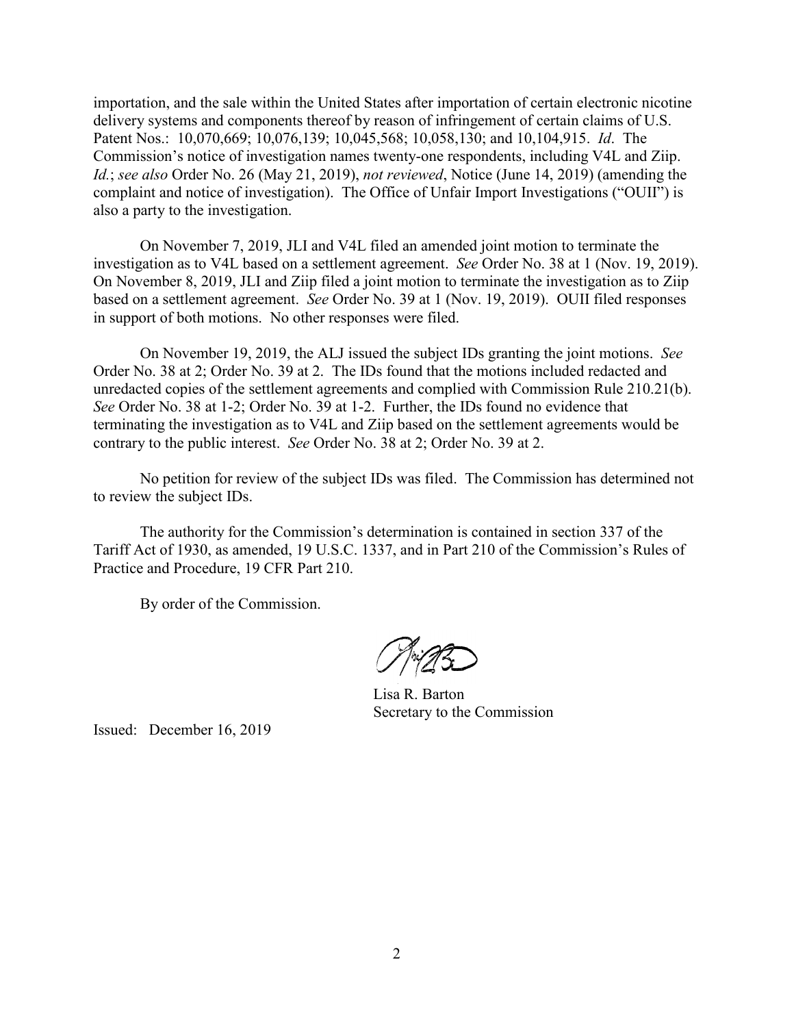importation, and the sale within the United States after importation of certain electronic nicotine delivery systems and components thereof by reason of infringement of certain claims of U.S. Patent Nos.: 10,070,669; 10,076,139; 10,045,568; 10,058,130; and 10,104,915. *Id*. The Commission's notice of investigation names twenty-one respondents, including V4L and Ziip. *Id.*; *see also* Order No. 26 (May 21, 2019), *not reviewed*, Notice (June 14, 2019) (amending the complaint and notice of investigation). The Office of Unfair Import Investigations ("OUII") is also a party to the investigation.

On November 7, 2019, JLI and V4L filed an amended joint motion to terminate the investigation as to V4L based on a settlement agreement. *See* Order No. 38 at 1 (Nov. 19, 2019). On November 8, 2019, JLI and Ziip filed a joint motion to terminate the investigation as to Ziip based on a settlement agreement. *See* Order No. 39 at 1 (Nov. 19, 2019). OUII filed responses in support of both motions. No other responses were filed.

On November 19, 2019, the ALJ issued the subject IDs granting the joint motions. *See* Order No. 38 at 2; Order No. 39 at 2. The IDs found that the motions included redacted and unredacted copies of the settlement agreements and complied with Commission Rule 210.21(b). *See* Order No. 38 at 1-2; Order No. 39 at 1-2. Further, the IDs found no evidence that terminating the investigation as to V4L and Ziip based on the settlement agreements would be contrary to the public interest. *See* Order No. 38 at 2; Order No. 39 at 2.

No petition for review of the subject IDs was filed. The Commission has determined not to review the subject IDs.

The authority for the Commission's determination is contained in section 337 of the Tariff Act of 1930, as amended, 19 U.S.C. 1337, and in Part 210 of the Commission's Rules of Practice and Procedure, 19 CFR Part 210.

By order of the Commission.

Lisa R. Barton
Secretary to the Commission

Issued: December 16, 2019